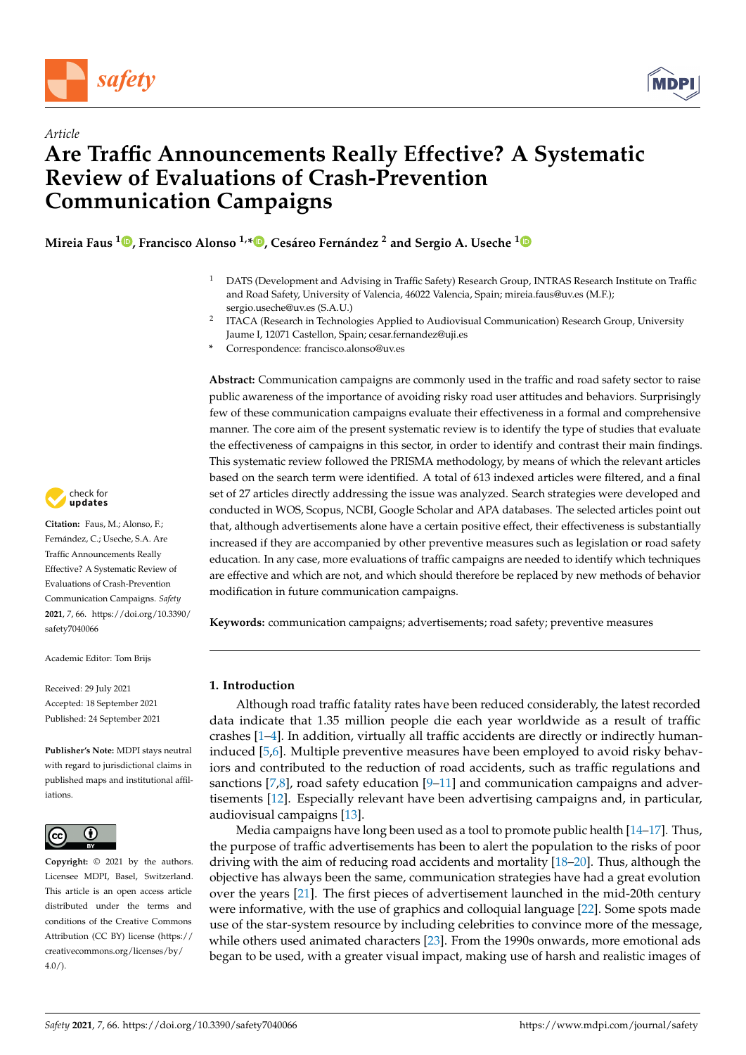*Article*

# Are Traffic Announcements Really Effective? A Systematic Review of Evaluations of Crash-Prevention Communication Campaigns

**Mireia Faus [1], Francisco Alonso [1,*], Cesáreo Fernández [2] and Sergio A. Useche [1]**

[1] DATS (Development and Advising in Traffic Safety) Research Group, INTRAS Research Institute on Traffic and Road Safety, University of Valencia, 46022 Valencia, Spain; mireia.faus@uv.es (M.F.); sergio.useche@uv.es (S.A.U.)

[2] ITACA (Research in Technologies Applied to Audiovisual Communication) Research Group, University Jaume I, 12071 Castellon, Spain; cesar.fernandez@uji.es

\* Correspondence: francisco.alonso@uv.es

**Abstract:** Communication campaigns are commonly used in the traffic and road safety sector to raise public awareness of the importance of avoiding risky road user attitudes and behaviors. Surprisingly few of these communication campaigns evaluate their effectiveness in a formal and comprehensive manner. The core aim of the present systematic review is to identify the type of studies that evaluate the effectiveness of campaigns in this sector, in order to identify and contrast their main findings. This systematic review followed the PRISMA methodology, by means of which the relevant articles based on the search term were identified. A total of 613 indexed articles were filtered, and a final set of 27 articles directly addressing the issue was analyzed. Search strategies were developed and conducted in WOS, Scopus, NCBI, Google Scholar and APA databases. The selected articles point out that, although advertisements alone have a certain positive effect, their effectiveness is substantially increased if they are accompanied by other preventive measures such as legislation or road safety education. In any case, more evaluations of traffic campaigns are needed to identify which techniques are effective and which are not, and which should therefore be replaced by new methods of behavior modification in future communication campaigns.

**Keywords:** communication campaigns; advertisements; road safety; preventive measures

**Citation:** Faus, M.; Alonso, F.; Fernández, C.; Useche, S.A. Are Traffic Announcements Really Effective? A Systematic Review of Evaluations of Crash-Prevention Communication Campaigns. *Safety* **2021**, *7*, 66. https://doi.org/10.3390/safety7040066

Academic Editor: Tom Brijs

Received: 29 July 2021
Accepted: 18 September 2021
Published: 24 September 2021

**Publisher's Note:** MDPI stays neutral with regard to jurisdictional claims in published maps and institutional affiliations.

**Copyright:** © 2021 by the authors. Licensee MDPI, Basel, Switzerland. This article is an open access article distributed under the terms and conditions of the Creative Commons Attribution (CC BY) license (https://creativecommons.org/licenses/by/4.0/).

## 1. Introduction

Although road traffic fatality rates have been reduced considerably, the latest recorded data indicate that 1.35 million people die each year worldwide as a result of traffic crashes [1–4]. In addition, virtually all traffic accidents are directly or indirectly human-induced [5,6]. Multiple preventive measures have been employed to avoid risky behaviors and contributed to the reduction of road accidents, such as traffic regulations and sanctions [7,8], road safety education [9–11] and communication campaigns and advertisements [12]. Especially relevant have been advertising campaigns and, in particular, audiovisual campaigns [13].

Media campaigns have long been used as a tool to promote public health [14–17]. Thus, the purpose of traffic advertisements has been to alert the population to the risks of poor driving with the aim of reducing road accidents and mortality [18–20]. Thus, although the objective has always been the same, communication strategies have had a great evolution over the years [21]. The first pieces of advertisement launched in the mid-20th century were informative, with the use of graphics and colloquial language [22]. Some spots made use of the star-system resource by including celebrities to convince more of the message, while others used animated characters [23]. From the 1990s onwards, more emotional ads began to be used, with a greater visual impact, making use of harsh and realistic images of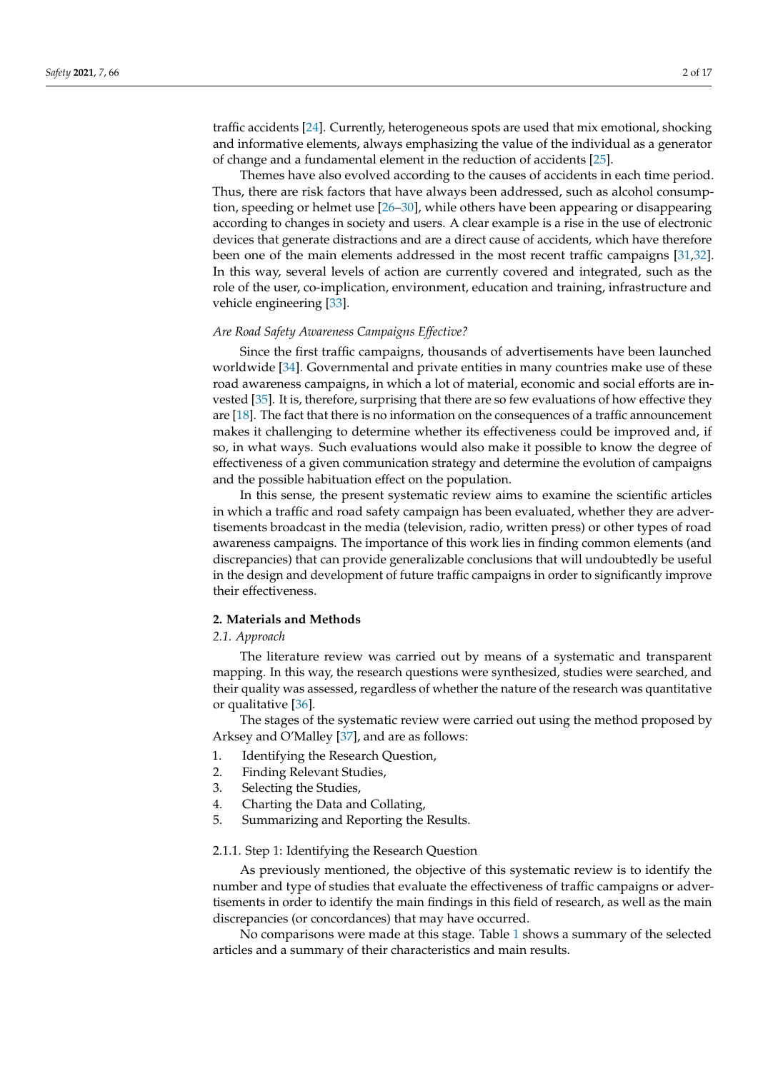traffic accidents [24]. Currently, heterogeneous spots are used that mix emotional, shocking and informative elements, always emphasizing the value of the individual as a generator of change and a fundamental element in the reduction of accidents [25].

Themes have also evolved according to the causes of accidents in each time period. Thus, there are risk factors that have always been addressed, such as alcohol consumption, speeding or helmet use [26–30], while others have been appearing or disappearing according to changes in society and users. A clear example is a rise in the use of electronic devices that generate distractions and are a direct cause of accidents, which have therefore been one of the main elements addressed in the most recent traffic campaigns [31,32]. In this way, several levels of action are currently covered and integrated, such as the role of the user, co-implication, environment, education and training, infrastructure and vehicle engineering [33].

*Are Road Safety Awareness Campaigns Effective?*

Since the first traffic campaigns, thousands of advertisements have been launched worldwide [34]. Governmental and private entities in many countries make use of these road awareness campaigns, in which a lot of material, economic and social efforts are invested [35]. It is, therefore, surprising that there are so few evaluations of how effective they are [18]. The fact that there is no information on the consequences of a traffic announcement makes it challenging to determine whether its effectiveness could be improved and, if so, in what ways. Such evaluations would also make it possible to know the degree of effectiveness of a given communication strategy and determine the evolution of campaigns and the possible habituation effect on the population.

In this sense, the present systematic review aims to examine the scientific articles in which a traffic and road safety campaign has been evaluated, whether they are advertisements broadcast in the media (television, radio, written press) or other types of road awareness campaigns. The importance of this work lies in finding common elements (and discrepancies) that can provide generalizable conclusions that will undoubtedly be useful in the design and development of future traffic campaigns in order to significantly improve their effectiveness.

## 2. Materials and Methods

### 2.1. Approach

The literature review was carried out by means of a systematic and transparent mapping. In this way, the research questions were synthesized, studies were searched, and their quality was assessed, regardless of whether the nature of the research was quantitative or qualitative [36].

The stages of the systematic review were carried out using the method proposed by Arksey and O'Malley [37], and are as follows:

1. Identifying the Research Question,
2. Finding Relevant Studies,
3. Selecting the Studies,
4. Charting the Data and Collating,
5. Summarizing and Reporting the Results.

#### 2.1.1. Step 1: Identifying the Research Question

As previously mentioned, the objective of this systematic review is to identify the number and type of studies that evaluate the effectiveness of traffic campaigns or advertisements in order to identify the main findings in this field of research, as well as the main discrepancies (or concordances) that may have occurred.

No comparisons were made at this stage. Table 1 shows a summary of the selected articles and a summary of their characteristics and main results.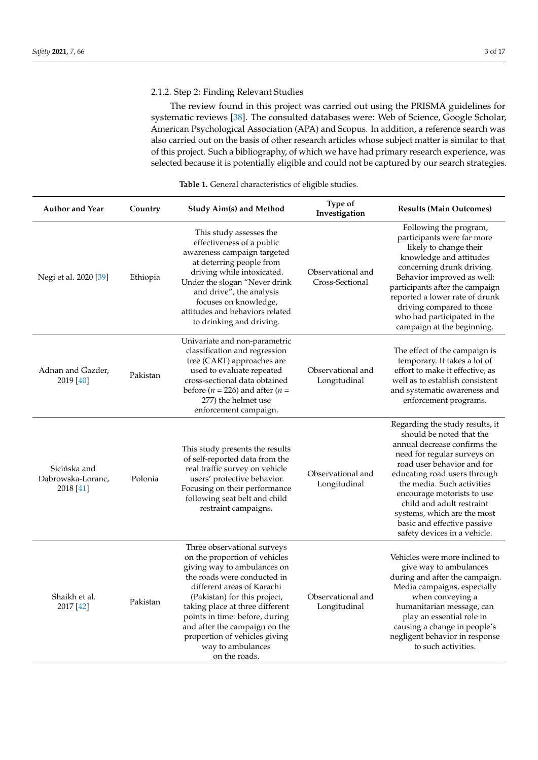#### 2.1.2. Step 2: Finding Relevant Studies

The review found in this project was carried out using the PRISMA guidelines for systematic reviews [38]. The consulted databases were: Web of Science, Google Scholar, American Psychological Association (APA) and Scopus. In addition, a reference search was also carried out on the basis of other research articles whose subject matter is similar to that of this project. Such a bibliography, of which we have had primary research experience, was selected because it is potentially eligible and could not be captured by our search strategies.

**Table 1.** General characteristics of eligible studies.

| Author and Year | Country | Study Aim(s) and Method | Type of Investigation | Results (Main Outcomes) |
|---|---|---|---|---|
| Negi et al. 2020 [39] | Ethiopia | This study assesses the effectiveness of a public awareness campaign targeted at deterring people from driving while intoxicated. Under the slogan "Never drink and drive", the analysis focuses on knowledge, attitudes and behaviors related to drinking and driving. | Observational and Cross-Sectional | Following the program, participants were far more likely to change their knowledge and attitudes concerning drunk driving. Behavior improved as well: participants after the campaign reported a lower rate of drunk driving compared to those who had participated in the campaign at the beginning. |
| Adnan and Gazder, 2019 [40] | Pakistan | Univariate and non-parametric classification and regression tree (CART) approaches are used to evaluate repeated cross-sectional data obtained before ($n$ = 226) and after ($n$ = 277) the helmet use enforcement campaign. | Observational and Longitudinal | The effect of the campaign is temporary. It takes a lot of effort to make it effective, as well as to establish consistent and systematic awareness and enforcement programs. |
| Sicińska and Dąbrowska-Loranc, 2018 [41] | Polonia | This study presents the results of self-reported data from the real traffic survey on vehicle users' protective behavior. Focusing on their performance following seat belt and child restraint campaigns. | Observational and Longitudinal | Regarding the study results, it should be noted that the annual decrease confirms the need for regular surveys on road user behavior and for educating road users through the media. Such activities encourage motorists to use child and adult restraint systems, which are the most basic and effective passive safety devices in a vehicle. |
| Shaikh et al. 2017 [42] | Pakistan | Three observational surveys on the proportion of vehicles giving way to ambulances on the roads were conducted in different areas of Karachi (Pakistan) for this project, taking place at three different points in time: before, during and after the campaign on the proportion of vehicles giving way to ambulances on the roads. | Observational and Longitudinal | Vehicles were more inclined to give way to ambulances during and after the campaign. Media campaigns, especially when conveying a humanitarian message, can play an essential role in causing a change in people's negligent behavior in response to such activities. |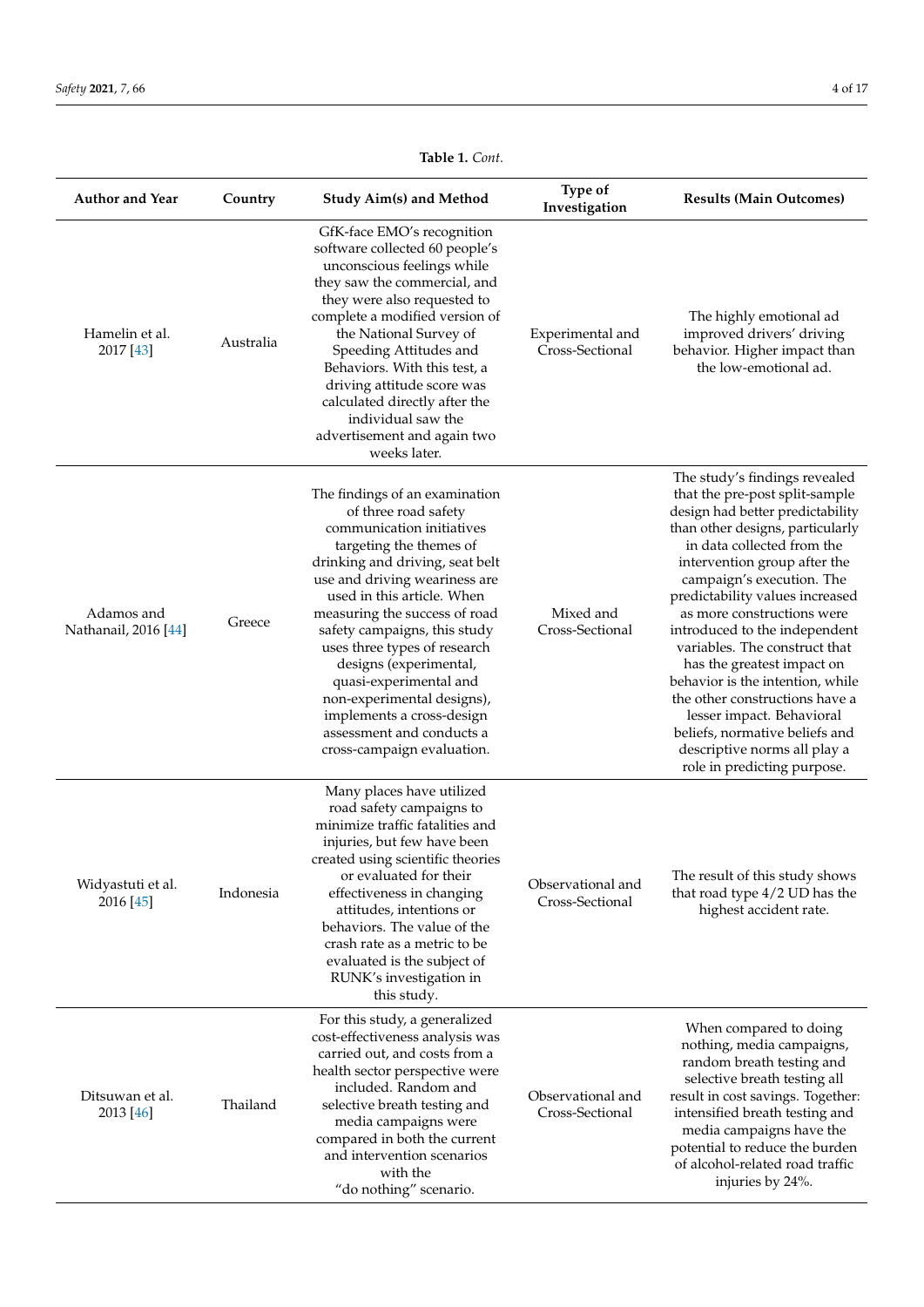**Table 1.** *Cont.*

| Author and Year | Country | Study Aim(s) and Method | Type of Investigation | Results (Main Outcomes) |
|---|---|---|---|---|
| Hamelin et al. 2017 [43] | Australia | GfK-face EMO's recognition software collected 60 people's unconscious feelings while they saw the commercial, and they were also requested to complete a modified version of the National Survey of Speeding Attitudes and Behaviors. With this test, a driving attitude score was calculated directly after the individual saw the advertisement and again two weeks later. | Experimental and Cross-Sectional | The highly emotional ad improved drivers' driving behavior. Higher impact than the low-emotional ad. |
| Adamos and Nathanail, 2016 [44] | Greece | The findings of an examination of three road safety communication initiatives targeting the themes of drinking and driving, seat belt use and driving weariness are used in this article. When measuring the success of road safety campaigns, this study uses three types of research designs (experimental, quasi-experimental and non-experimental designs), implements a cross-design assessment and conducts a cross-campaign evaluation. | Mixed and Cross-Sectional | The study's findings revealed that the pre-post split-sample design had better predictability than other designs, particularly in data collected from the intervention group after the campaign's execution. The predictability values increased as more constructions were introduced to the independent variables. The construct that has the greatest impact on behavior is the intention, while the other constructions have a lesser impact. Behavioral beliefs, normative beliefs and descriptive norms all play a role in predicting purpose. |
| Widyastuti et al. 2016 [45] | Indonesia | Many places have utilized road safety campaigns to minimize traffic fatalities and injuries, but few have been created using scientific theories or evaluated for their effectiveness in changing attitudes, intentions or behaviors. The value of the crash rate as a metric to be evaluated is the subject of RUNK's investigation in this study. | Observational and Cross-Sectional | The result of this study shows that road type 4/2 UD has the highest accident rate. |
| Ditsuwan et al. 2013 [46] | Thailand | For this study, a generalized cost-effectiveness analysis was carried out, and costs from a health sector perspective were included. Random and selective breath testing and media campaigns were compared in both the current and intervention scenarios with the "do nothing" scenario. | Observational and Cross-Sectional | When compared to doing nothing, media campaigns, random breath testing and selective breath testing all result in cost savings. Together: intensified breath testing and media campaigns have the potential to reduce the burden of alcohol-related road traffic injuries by 24%. |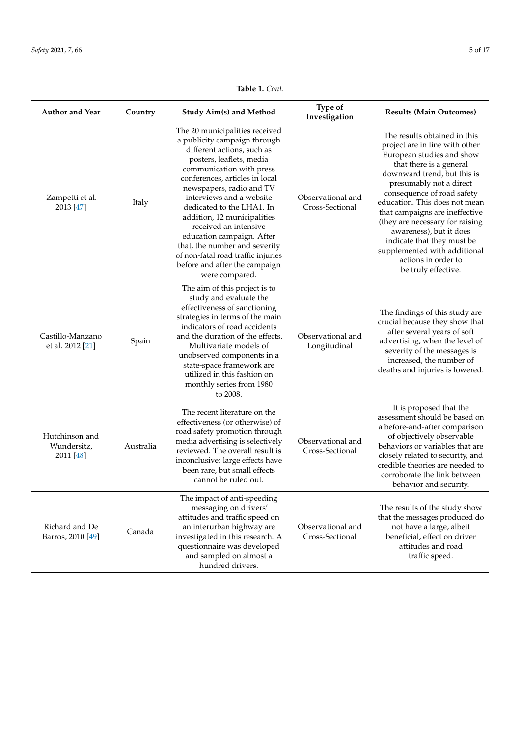**Table 1.** *Cont.*

| Author and Year | Country | Study Aim(s) and Method | Type of Investigation | Results (Main Outcomes) |
|---|---|---|---|---|
| Zampetti et al. 2013 [47] | Italy | The 20 municipalities received a publicity campaign through different actions, such as posters, leaflets, media communication with press conferences, articles in local newspapers, radio and TV interviews and a website dedicated to the LHA1. In addition, 12 municipalities received an intensive education campaign. After that, the number and severity of non-fatal road traffic injuries before and after the campaign were compared. | Observational and Cross-Sectional | The results obtained in this project are in line with other European studies and show that there is a general downward trend, but this is presumably not a direct consequence of road safety education. This does not mean that campaigns are ineffective (they are necessary for raising awareness), but it does indicate that they must be supplemented with additional actions in order to be truly effective. |
| Castillo-Manzano et al. 2012 [21] | Spain | The aim of this project is to study and evaluate the effectiveness of sanctioning strategies in terms of the main indicators of road accidents and the duration of the effects. Multivariate models of unobserved components in a state-space framework are utilized in this fashion on monthly series from 1980 to 2008. | Observational and Longitudinal | The findings of this study are crucial because they show that after several years of soft advertising, when the level of severity of the messages is increased, the number of deaths and injuries is lowered. |
| Hutchinson and Wundersitz, 2011 [48] | Australia | The recent literature on the effectiveness (or otherwise) of road safety promotion through media advertising is selectively reviewed. The overall result is inconclusive: large effects have been rare, but small effects cannot be ruled out. | Observational and Cross-Sectional | It is proposed that the assessment should be based on a before-and-after comparison of objectively observable behaviors or variables that are closely related to security, and credible theories are needed to corroborate the link between behavior and security. |
| Richard and De Barros, 2010 [49] | Canada | The impact of anti-speeding messaging on drivers' attitudes and traffic speed on an interurban highway are investigated in this research. A questionnaire was developed and sampled on almost a hundred drivers. | Observational and Cross-Sectional | The results of the study show that the messages produced do not have a large, albeit beneficial, effect on driver attitudes and road traffic speed. |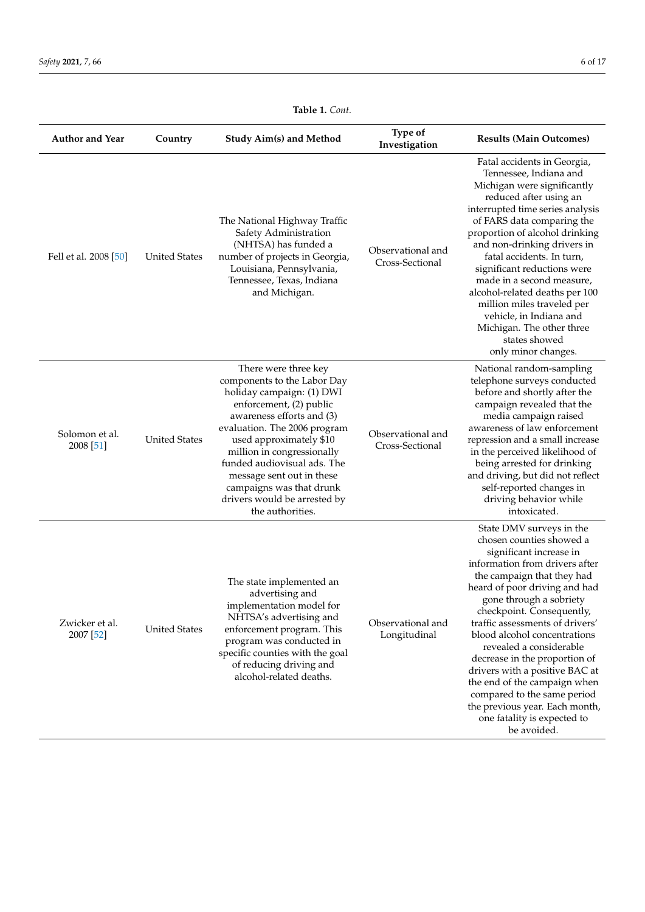**Table 1.** *Cont.*

| Author and Year | Country | Study Aim(s) and Method | Type of Investigation | Results (Main Outcomes) |
|---|---|---|---|---|
| Fell et al. 2008 [50] | United States | The National Highway Traffic Safety Administration (NHTSA) has funded a number of projects in Georgia, Louisiana, Pennsylvania, Tennessee, Texas, Indiana and Michigan. | Observational and Cross-Sectional | Fatal accidents in Georgia, Tennessee, Indiana and Michigan were significantly reduced after using an interrupted time series analysis of FARS data comparing the proportion of alcohol drinking and non-drinking drivers in fatal accidents. In turn, significant reductions were made in a second measure, alcohol-related deaths per 100 million miles traveled per vehicle, in Indiana and Michigan. The other three states showed only minor changes. |
| Solomon et al. 2008 [51] | United States | There were three key components to the Labor Day holiday campaign: (1) DWI enforcement, (2) public awareness efforts and (3) evaluation. The 2006 program used approximately $10 million in congressionally funded audiovisual ads. The message sent out in these campaigns was that drunk drivers would be arrested by the authorities. | Observational and Cross-Sectional | National random-sampling telephone surveys conducted before and shortly after the campaign revealed that the media campaign raised awareness of law enforcement repression and a small increase in the perceived likelihood of being arrested for drinking and driving, but did not reflect self-reported changes in driving behavior while intoxicated. |
| Zwicker et al. 2007 [52] | United States | The state implemented an advertising and implementation model for NHTSA's advertising and enforcement program. This program was conducted in specific counties with the goal of reducing driving and alcohol-related deaths. | Observational and Longitudinal | State DMV surveys in the chosen counties showed a significant increase in information from drivers after the campaign that they had heard of poor driving and had gone through a sobriety checkpoint. Consequently, traffic assessments of drivers' blood alcohol concentrations revealed a considerable decrease in the proportion of drivers with a positive BAC at the end of the campaign when compared to the same period the previous year. Each month, one fatality is expected to be avoided. |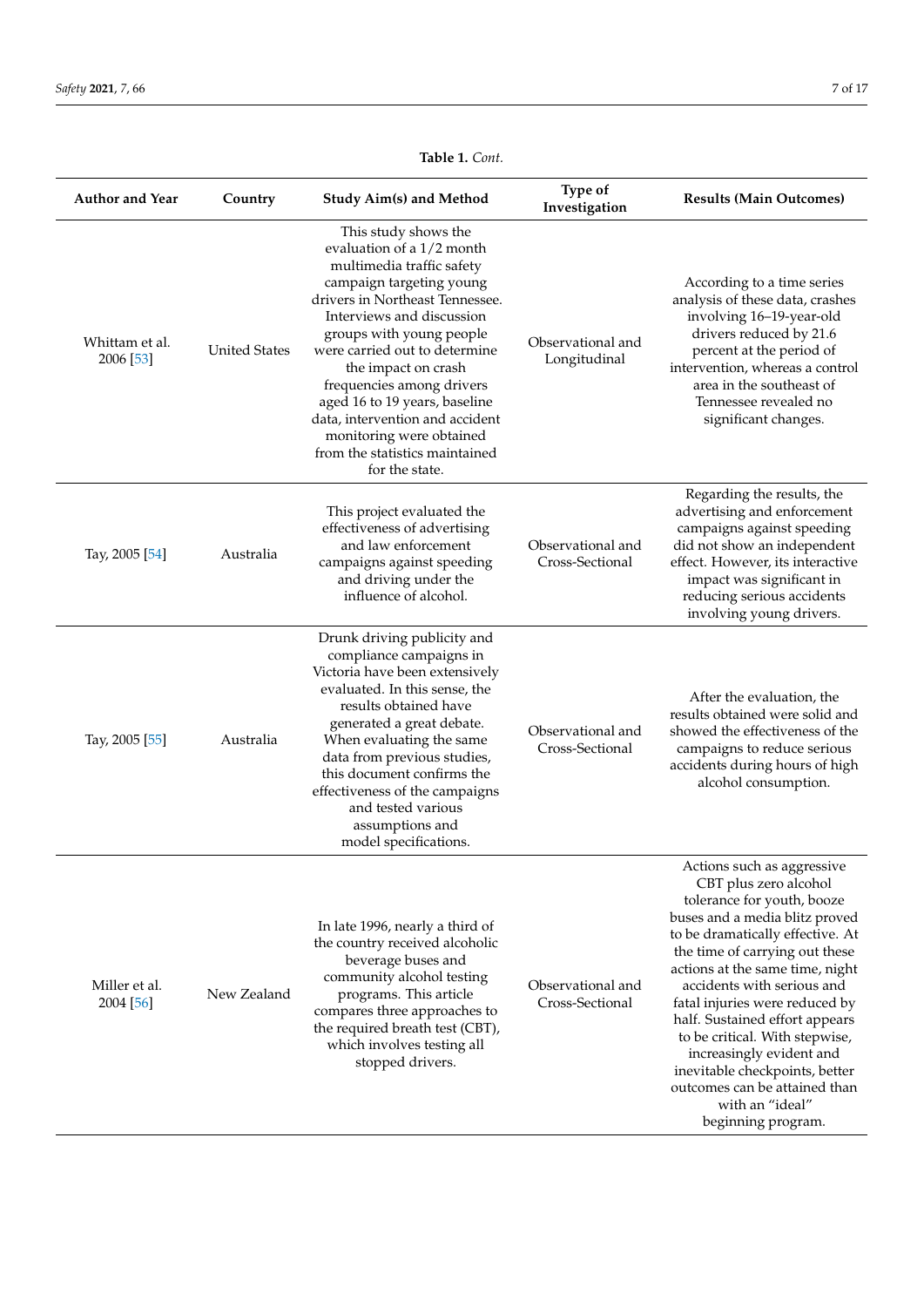**Table 1.** *Cont.*

| Author and Year | Country | Study Aim(s) and Method | Type of Investigation | Results (Main Outcomes) |
| --- | --- | --- | --- | --- |
| Whittam et al. 2006 [53] | United States | This study shows the evaluation of a 1/2 month multimedia traffic safety campaign targeting young drivers in Northeast Tennessee. Interviews and discussion groups with young people were carried out to determine the impact on crash frequencies among drivers aged 16 to 19 years, baseline data, intervention and accident monitoring were obtained from the statistics maintained for the state. | Observational and Longitudinal | According to a time series analysis of these data, crashes involving 16–19-year-old drivers reduced by 21.6 percent at the period of intervention, whereas a control area in the southeast of Tennessee revealed no significant changes. |
| Tay, 2005 [54] | Australia | This project evaluated the effectiveness of advertising and law enforcement campaigns against speeding and driving under the influence of alcohol. | Observational and Cross-Sectional | Regarding the results, the advertising and enforcement campaigns against speeding did not show an independent effect. However, its interactive impact was significant in reducing serious accidents involving young drivers. |
| Tay, 2005 [55] | Australia | Drunk driving publicity and compliance campaigns in Victoria have been extensively evaluated. In this sense, the results obtained have generated a great debate. When evaluating the same data from previous studies, this document confirms the effectiveness of the campaigns and tested various assumptions and model specifications. | Observational and Cross-Sectional | After the evaluation, the results obtained were solid and showed the effectiveness of the campaigns to reduce serious accidents during hours of high alcohol consumption. |
| Miller et al. 2004 [56] | New Zealand | In late 1996, nearly a third of the country received alcoholic beverage buses and community alcohol testing programs. This article compares three approaches to the required breath test (CBT), which involves testing all stopped drivers. | Observational and Cross-Sectional | Actions such as aggressive CBT plus zero alcohol tolerance for youth, booze buses and a media blitz proved to be dramatically effective. At the time of carrying out these actions at the same time, night accidents with serious and fatal injuries were reduced by half. Sustained effort appears to be critical. With stepwise, increasingly evident and inevitable checkpoints, better outcomes can be attained than with an "ideal" beginning program. |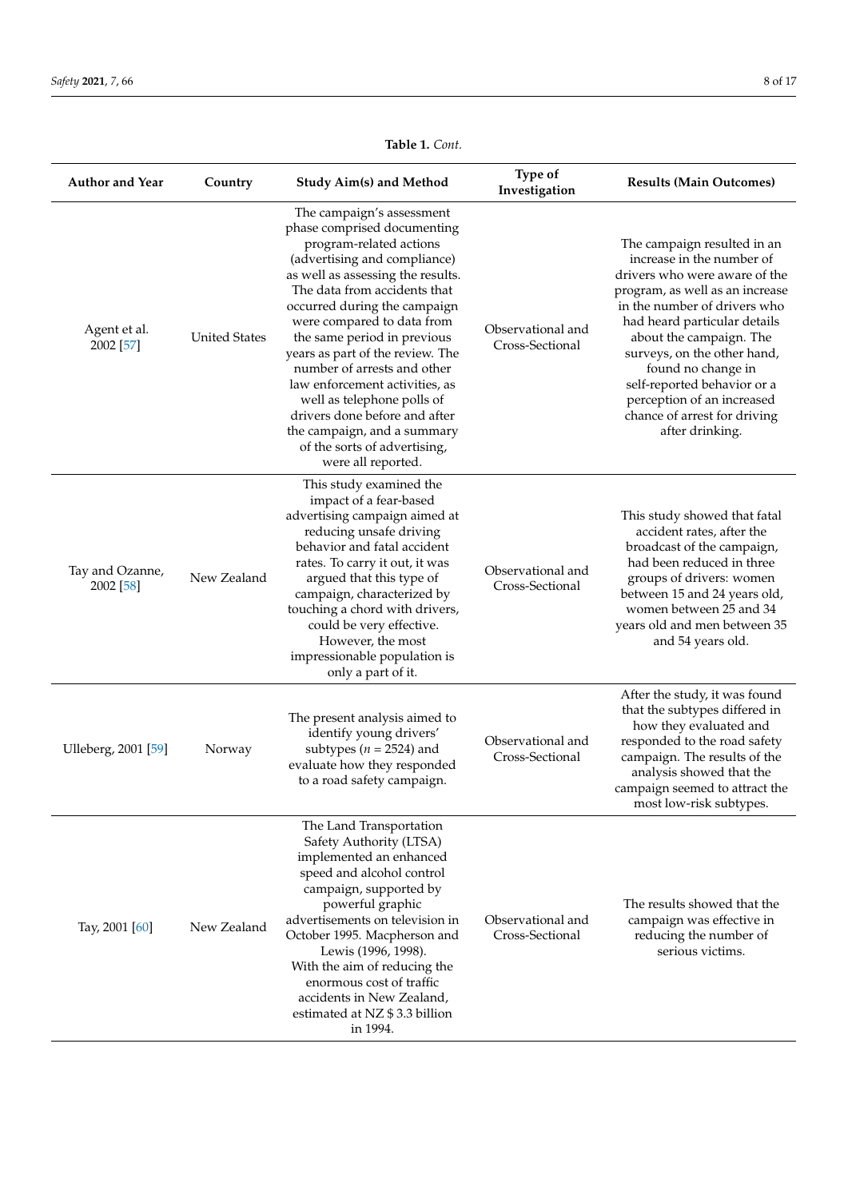**Table 1.** *Cont.*

| Author and Year | Country | Study Aim(s) and Method | Type of Investigation | Results (Main Outcomes) |
|---|---|---|---|---|
| Agent et al. 2002 [57] | United States | The campaign's assessment phase comprised documenting program-related actions (advertising and compliance) as well as assessing the results. The data from accidents that occurred during the campaign were compared to data from the same period in previous years as part of the review. The number of arrests and other law enforcement activities, as well as telephone polls of drivers done before and after the campaign, and a summary of the sorts of advertising, were all reported. | Observational and Cross-Sectional | The campaign resulted in an increase in the number of drivers who were aware of the program, as well as an increase in the number of drivers who had heard particular details about the campaign. The surveys, on the other hand, found no change in self-reported behavior or a perception of an increased chance of arrest for driving after drinking. |
| Tay and Ozanne, 2002 [58] | New Zealand | This study examined the impact of a fear-based advertising campaign aimed at reducing unsafe driving behavior and fatal accident rates. To carry it out, it was argued that this type of campaign, characterized by touching a chord with drivers, could be very effective. However, the most impressionable population is only a part of it. | Observational and Cross-Sectional | This study showed that fatal accident rates, after the broadcast of the campaign, had been reduced in three groups of drivers: women between 15 and 24 years old, women between 25 and 34 years old and men between 35 and 54 years old. |
| Ulleberg, 2001 [59] | Norway | The present analysis aimed to identify young drivers' subtypes ($n$ = 2524) and evaluate how they responded to a road safety campaign. | Observational and Cross-Sectional | After the study, it was found that the subtypes differed in how they evaluated and responded to the road safety campaign. The results of the analysis showed that the campaign seemed to attract the most low-risk subtypes. |
| Tay, 2001 [60] | New Zealand | The Land Transportation Safety Authority (LTSA) implemented an enhanced speed and alcohol control campaign, supported by powerful graphic advertisements on television in October 1995. Macpherson and Lewis (1996, 1998). With the aim of reducing the enormous cost of traffic accidents in New Zealand, estimated at NZ $ 3.3 billion in 1994. | Observational and Cross-Sectional | The results showed that the campaign was effective in reducing the number of serious victims. |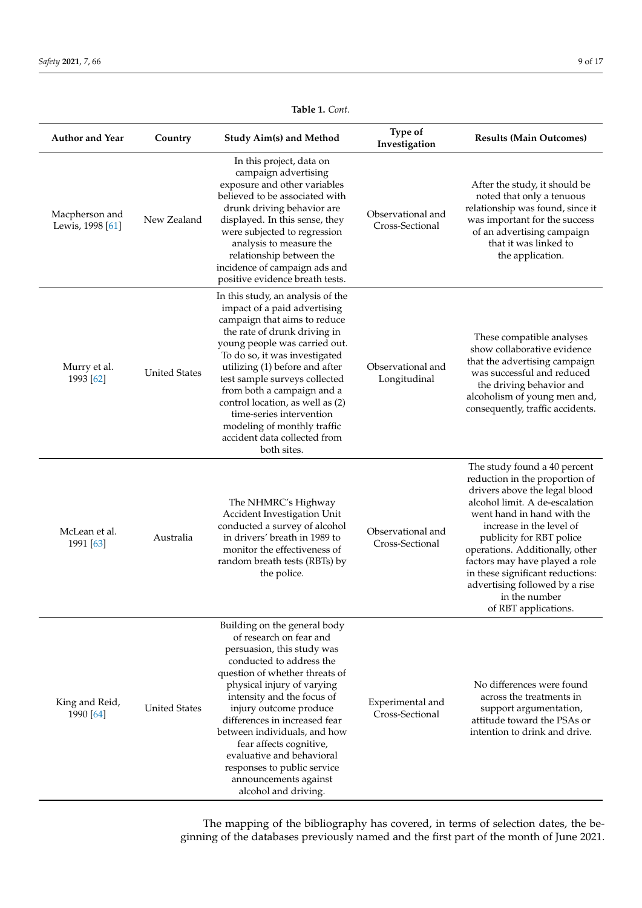**Table 1.** *Cont.*

| Author and Year | Country | Study Aim(s) and Method | Type of Investigation | Results (Main Outcomes) |
|---|---|---|---|---|
| Macpherson and Lewis, 1998 [61] | New Zealand | In this project, data on campaign advertising exposure and other variables believed to be associated with drunk driving behavior are displayed. In this sense, they were subjected to regression analysis to measure the relationship between the incidence of campaign ads and positive evidence breath tests. | Observational and Cross-Sectional | After the study, it should be noted that only a tenuous relationship was found, since it was important for the success of an advertising campaign that it was linked to the application. |
| Murry et al. 1993 [62] | United States | In this study, an analysis of the impact of a paid advertising campaign that aims to reduce the rate of drunk driving in young people was carried out. To do so, it was investigated utilizing (1) before and after test sample surveys collected from both a campaign and a control location, as well as (2) time-series intervention modeling of monthly traffic accident data collected from both sites. | Observational and Longitudinal | These compatible analyses show collaborative evidence that the advertising campaign was successful and reduced the driving behavior and alcoholism of young men and, consequently, traffic accidents. |
| McLean et al. 1991 [63] | Australia | The NHMRC's Highway Accident Investigation Unit conducted a survey of alcohol in drivers' breath in 1989 to monitor the effectiveness of random breath tests (RBTs) by the police. | Observational and Cross-Sectional | The study found a 40 percent reduction in the proportion of drivers above the legal blood alcohol limit. A de-escalation went hand in hand with the increase in the level of publicity for RBT police operations. Additionally, other factors may have played a role in these significant reductions: advertising followed by a rise in the number of RBT applications. |
| King and Reid, 1990 [64] | United States | Building on the general body of research on fear and persuasion, this study was conducted to address the question of whether threats of physical injury of varying intensity and the focus of injury outcome produce differences in increased fear between individuals, and how fear affects cognitive, evaluative and behavioral responses to public service announcements against alcohol and driving. | Experimental and Cross-Sectional | No differences were found across the treatments in support argumentation, attitude toward the PSAs or intention to drink and drive. |

The mapping of the bibliography has covered, in terms of selection dates, the beginning of the databases previously named and the first part of the month of June 2021.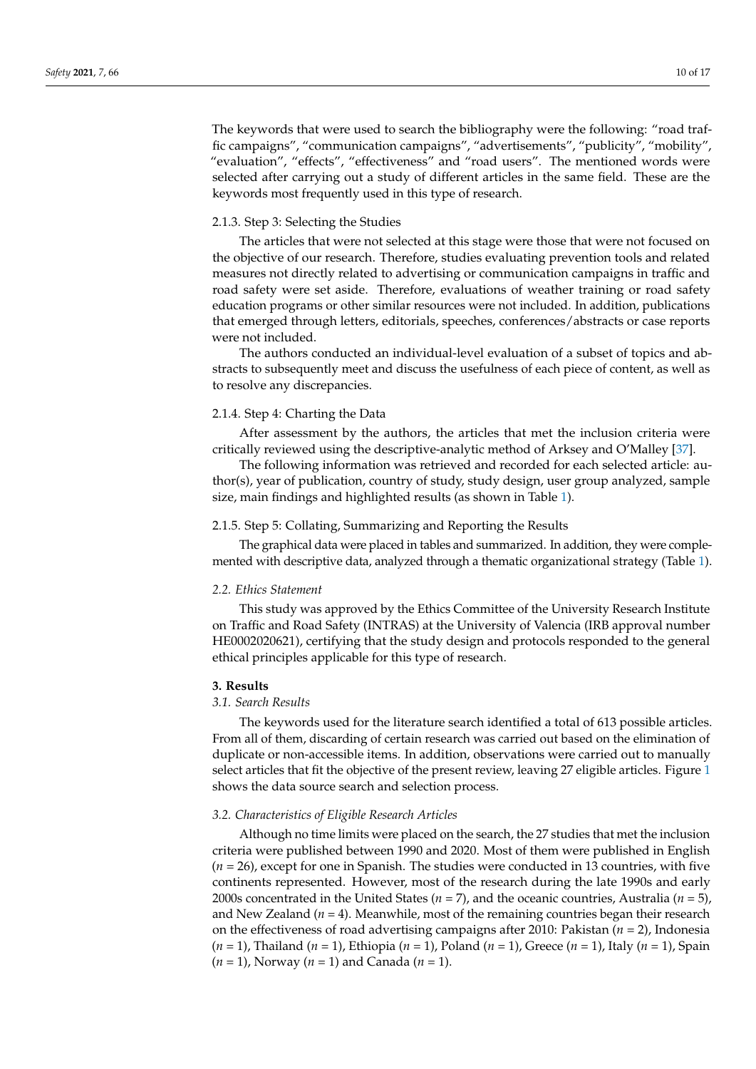The keywords that were used to search the bibliography were the following: "road traffic campaigns", "communication campaigns", "advertisements", "publicity", "mobility", "evaluation", "effects", "effectiveness" and "road users". The mentioned words were selected after carrying out a study of different articles in the same field. These are the keywords most frequently used in this type of research.

#### 2.1.3. Step 3: Selecting the Studies

The articles that were not selected at this stage were those that were not focused on the objective of our research. Therefore, studies evaluating prevention tools and related measures not directly related to advertising or communication campaigns in traffic and road safety were set aside. Therefore, evaluations of weather training or road safety education programs or other similar resources were not included. In addition, publications that emerged through letters, editorials, speeches, conferences/abstracts or case reports were not included.

The authors conducted an individual-level evaluation of a subset of topics and abstracts to subsequently meet and discuss the usefulness of each piece of content, as well as to resolve any discrepancies.

#### 2.1.4. Step 4: Charting the Data

After assessment by the authors, the articles that met the inclusion criteria were critically reviewed using the descriptive-analytic method of Arksey and O'Malley [37].

The following information was retrieved and recorded for each selected article: author(s), year of publication, country of study, study design, user group analyzed, sample size, main findings and highlighted results (as shown in Table 1).

#### 2.1.5. Step 5: Collating, Summarizing and Reporting the Results

The graphical data were placed in tables and summarized. In addition, they were complemented with descriptive data, analyzed through a thematic organizational strategy (Table 1).

### *2.2. Ethics Statement*

This study was approved by the Ethics Committee of the University Research Institute on Traffic and Road Safety (INTRAS) at the University of Valencia (IRB approval number HE0002020621), certifying that the study design and protocols responded to the general ethical principles applicable for this type of research.

## **3. Results**

### *3.1. Search Results*

The keywords used for the literature search identified a total of 613 possible articles. From all of them, discarding of certain research was carried out based on the elimination of duplicate or non-accessible items. In addition, observations were carried out to manually select articles that fit the objective of the present review, leaving 27 eligible articles. Figure 1 shows the data source search and selection process.

### *3.2. Characteristics of Eligible Research Articles*

Although no time limits were placed on the search, the 27 studies that met the inclusion criteria were published between 1990 and 2020. Most of them were published in English ($n$ = 26), except for one in Spanish. The studies were conducted in 13 countries, with five continents represented. However, most of the research during the late 1990s and early 2000s concentrated in the United States ($n$ = 7), and the oceanic countries, Australia ($n$ = 5), and New Zealand ($n$ = 4). Meanwhile, most of the remaining countries began their research on the effectiveness of road advertising campaigns after 2010: Pakistan ($n$ = 2), Indonesia ($n$ = 1), Thailand ($n$ = 1), Ethiopia ($n$ = 1), Poland ($n$ = 1), Greece ($n$ = 1), Italy ($n$ = 1), Spain ($n$ = 1), Norway ($n$ = 1) and Canada ($n$ = 1).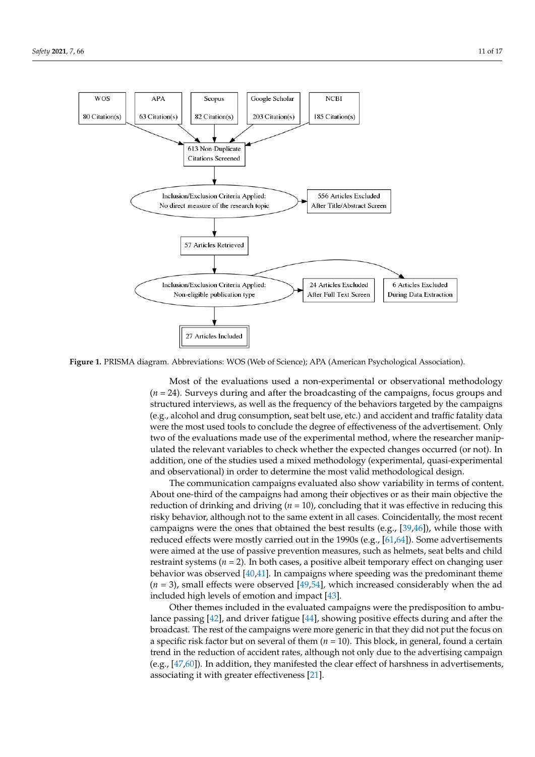WOS 80 Citation(s) | APA 63 Citation(s) | Scopus 82 Citation(s) | Google Scholar 203 Citation(s) | NCBI 185 Citation(s)

613 Non-Duplicate Citations Screened

Inclusion/Exclusion Criteria Applied: No direct measure of the research topic → 556 Articles Excluded After Title/Abstract Screen

57 Articles Retrieved

Inclusion/Exclusion Criteria Applied: Non-eligible publication type → 24 Articles Excluded After Full Text Screen; 6 Articles Excluded During Data Extraction

27 Articles Included

**Figure 1.** PRISMA diagram. Abbreviations: WOS (Web of Science); APA (American Psychological Association).

Most of the evaluations used a non-experimental or observational methodology ($n = 24$). Surveys during and after the broadcasting of the campaigns, focus groups and structured interviews, as well as the frequency of the behaviors targeted by the campaigns (e.g., alcohol and drug consumption, seat belt use, etc.) and accident and traffic fatality data were the most used tools to conclude the degree of effectiveness of the advertisement. Only two of the evaluations made use of the experimental method, where the researcher manipulated the relevant variables to check whether the expected changes occurred (or not). In addition, one of the studies used a mixed methodology (experimental, quasi-experimental and observational) in order to determine the most valid methodological design.

The communication campaigns evaluated also show variability in terms of content. About one-third of the campaigns had among their objectives or as their main objective the reduction of drinking and driving ($n = 10$), concluding that it was effective in reducing this risky behavior, although not to the same extent in all cases. Coincidentally, the most recent campaigns were the ones that obtained the best results (e.g., [39,46]), while those with reduced effects were mostly carried out in the 1990s (e.g., [61,64]). Some advertisements were aimed at the use of passive prevention measures, such as helmets, seat belts and child restraint systems ($n = 2$). In both cases, a positive albeit temporary effect on changing user behavior was observed [40,41]. In campaigns where speeding was the predominant theme ($n = 3$), small effects were observed [49,54], which increased considerably when the ad included high levels of emotion and impact [43].

Other themes included in the evaluated campaigns were the predisposition to ambulance passing [42], and driver fatigue [44], showing positive effects during and after the broadcast. The rest of the campaigns were more generic in that they did not put the focus on a specific risk factor but on several of them ($n = 10$). This block, in general, found a certain trend in the reduction of accident rates, although not only due to the advertising campaign (e.g., [47,60]). In addition, they manifested the clear effect of harshness in advertisements, associating it with greater effectiveness [21].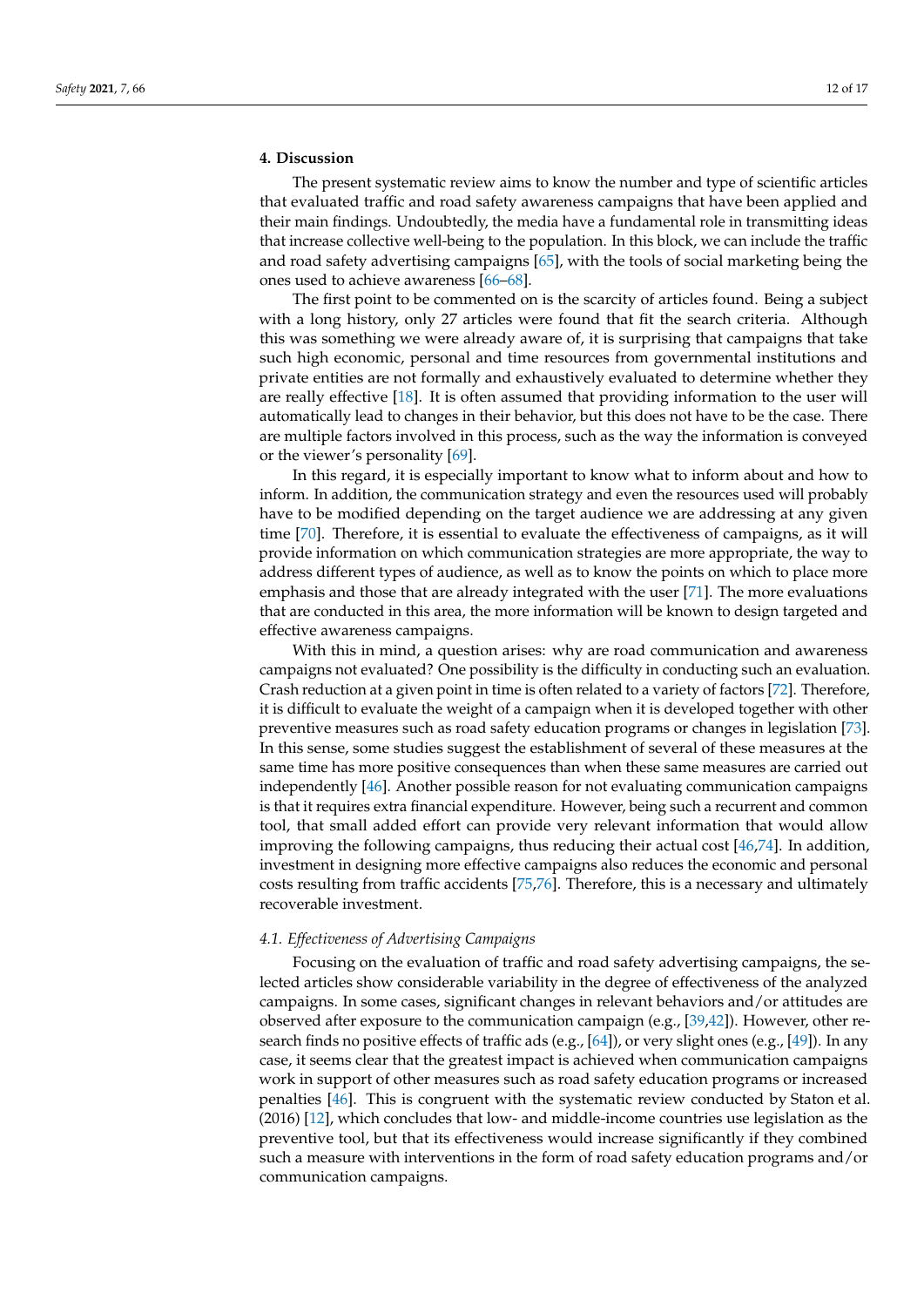## 4. Discussion

The present systematic review aims to know the number and type of scientific articles that evaluated traffic and road safety awareness campaigns that have been applied and their main findings. Undoubtedly, the media have a fundamental role in transmitting ideas that increase collective well-being to the population. In this block, we can include the traffic and road safety advertising campaigns [65], with the tools of social marketing being the ones used to achieve awareness [66–68].

The first point to be commented on is the scarcity of articles found. Being a subject with a long history, only 27 articles were found that fit the search criteria. Although this was something we were already aware of, it is surprising that campaigns that take such high economic, personal and time resources from governmental institutions and private entities are not formally and exhaustively evaluated to determine whether they are really effective [18]. It is often assumed that providing information to the user will automatically lead to changes in their behavior, but this does not have to be the case. There are multiple factors involved in this process, such as the way the information is conveyed or the viewer's personality [69].

In this regard, it is especially important to know what to inform about and how to inform. In addition, the communication strategy and even the resources used will probably have to be modified depending on the target audience we are addressing at any given time [70]. Therefore, it is essential to evaluate the effectiveness of campaigns, as it will provide information on which communication strategies are more appropriate, the way to address different types of audience, as well as to know the points on which to place more emphasis and those that are already integrated with the user [71]. The more evaluations that are conducted in this area, the more information will be known to design targeted and effective awareness campaigns.

With this in mind, a question arises: why are road communication and awareness campaigns not evaluated? One possibility is the difficulty in conducting such an evaluation. Crash reduction at a given point in time is often related to a variety of factors [72]. Therefore, it is difficult to evaluate the weight of a campaign when it is developed together with other preventive measures such as road safety education programs or changes in legislation [73]. In this sense, some studies suggest the establishment of several of these measures at the same time has more positive consequences than when these same measures are carried out independently [46]. Another possible reason for not evaluating communication campaigns is that it requires extra financial expenditure. However, being such a recurrent and common tool, that small added effort can provide very relevant information that would allow improving the following campaigns, thus reducing their actual cost [46,74]. In addition, investment in designing more effective campaigns also reduces the economic and personal costs resulting from traffic accidents [75,76]. Therefore, this is a necessary and ultimately recoverable investment.

### *4.1. Effectiveness of Advertising Campaigns*

Focusing on the evaluation of traffic and road safety advertising campaigns, the selected articles show considerable variability in the degree of effectiveness of the analyzed campaigns. In some cases, significant changes in relevant behaviors and/or attitudes are observed after exposure to the communication campaign (e.g., [39,42]). However, other research finds no positive effects of traffic ads (e.g., [64]), or very slight ones (e.g., [49]). In any case, it seems clear that the greatest impact is achieved when communication campaigns work in support of other measures such as road safety education programs or increased penalties [46]. This is congruent with the systematic review conducted by Staton et al. (2016) [12], which concludes that low- and middle-income countries use legislation as the preventive tool, but that its effectiveness would increase significantly if they combined such a measure with interventions in the form of road safety education programs and/or communication campaigns.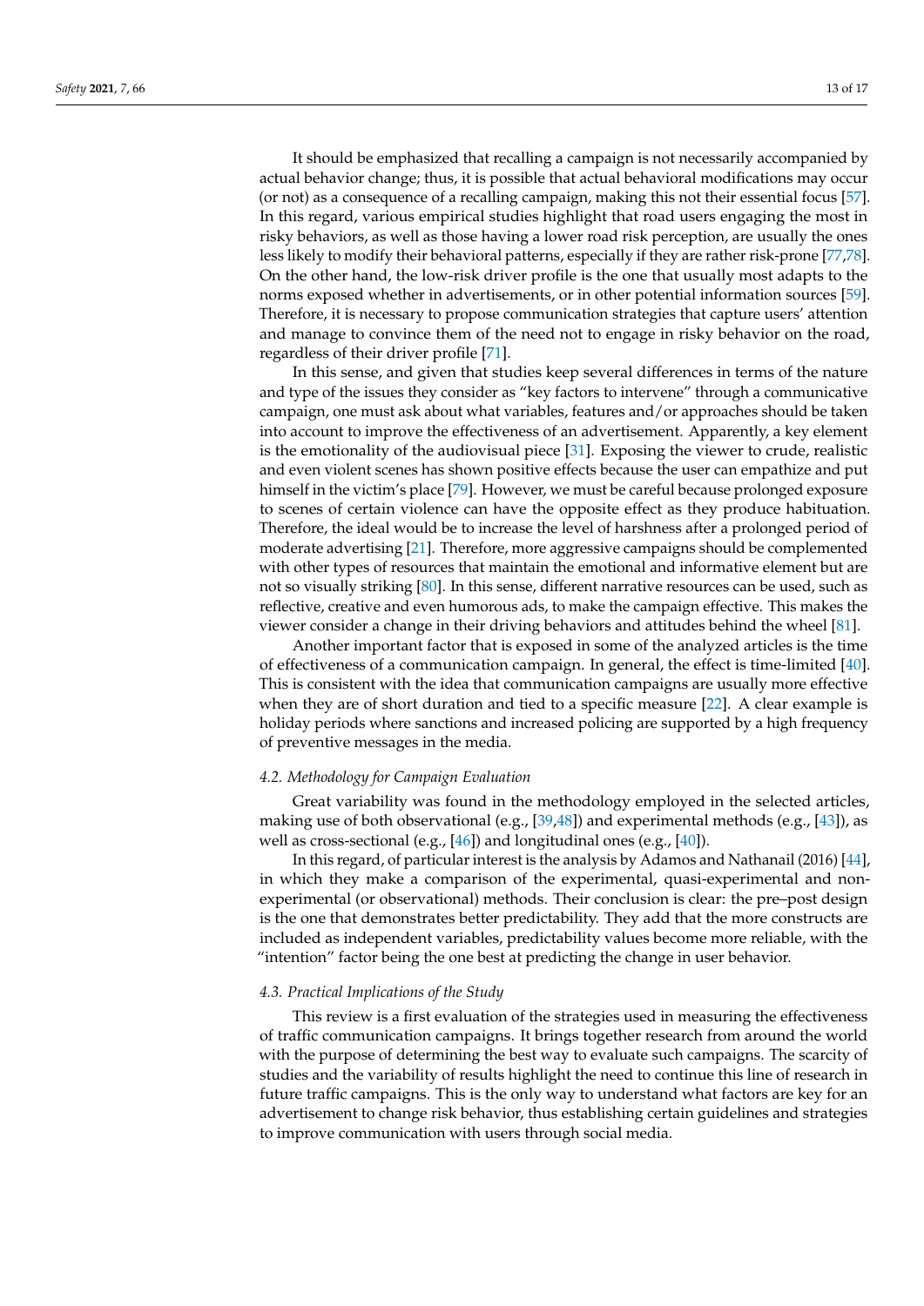It should be emphasized that recalling a campaign is not necessarily accompanied by actual behavior change; thus, it is possible that actual behavioral modifications may occur (or not) as a consequence of a recalling campaign, making this not their essential focus [57]. In this regard, various empirical studies highlight that road users engaging the most in risky behaviors, as well as those having a lower road risk perception, are usually the ones less likely to modify their behavioral patterns, especially if they are rather risk-prone [77,78]. On the other hand, the low-risk driver profile is the one that usually most adapts to the norms exposed whether in advertisements, or in other potential information sources [59]. Therefore, it is necessary to propose communication strategies that capture users' attention and manage to convince them of the need not to engage in risky behavior on the road, regardless of their driver profile [71].

In this sense, and given that studies keep several differences in terms of the nature and type of the issues they consider as "key factors to intervene" through a communicative campaign, one must ask about what variables, features and/or approaches should be taken into account to improve the effectiveness of an advertisement. Apparently, a key element is the emotionality of the audiovisual piece [31]. Exposing the viewer to crude, realistic and even violent scenes has shown positive effects because the user can empathize and put himself in the victim's place [79]. However, we must be careful because prolonged exposure to scenes of certain violence can have the opposite effect as they produce habituation. Therefore, the ideal would be to increase the level of harshness after a prolonged period of moderate advertising [21]. Therefore, more aggressive campaigns should be complemented with other types of resources that maintain the emotional and informative element but are not so visually striking [80]. In this sense, different narrative resources can be used, such as reflective, creative and even humorous ads, to make the campaign effective. This makes the viewer consider a change in their driving behaviors and attitudes behind the wheel [81].

Another important factor that is exposed in some of the analyzed articles is the time of effectiveness of a communication campaign. In general, the effect is time-limited [40]. This is consistent with the idea that communication campaigns are usually more effective when they are of short duration and tied to a specific measure [22]. A clear example is holiday periods where sanctions and increased policing are supported by a high frequency of preventive messages in the media.

### 4.2. Methodology for Campaign Evaluation

Great variability was found in the methodology employed in the selected articles, making use of both observational (e.g., [39,48]) and experimental methods (e.g., [43]), as well as cross-sectional (e.g., [46]) and longitudinal ones (e.g., [40]).

In this regard, of particular interest is the analysis by Adamos and Nathanail (2016) [44], in which they make a comparison of the experimental, quasi-experimental and non-experimental (or observational) methods. Their conclusion is clear: the pre–post design is the one that demonstrates better predictability. They add that the more constructs are included as independent variables, predictability values become more reliable, with the "intention" factor being the one best at predicting the change in user behavior.

### 4.3. Practical Implications of the Study

This review is a first evaluation of the strategies used in measuring the effectiveness of traffic communication campaigns. It brings together research from around the world with the purpose of determining the best way to evaluate such campaigns. The scarcity of studies and the variability of results highlight the need to continue this line of research in future traffic campaigns. This is the only way to understand what factors are key for an advertisement to change risk behavior, thus establishing certain guidelines and strategies to improve communication with users through social media.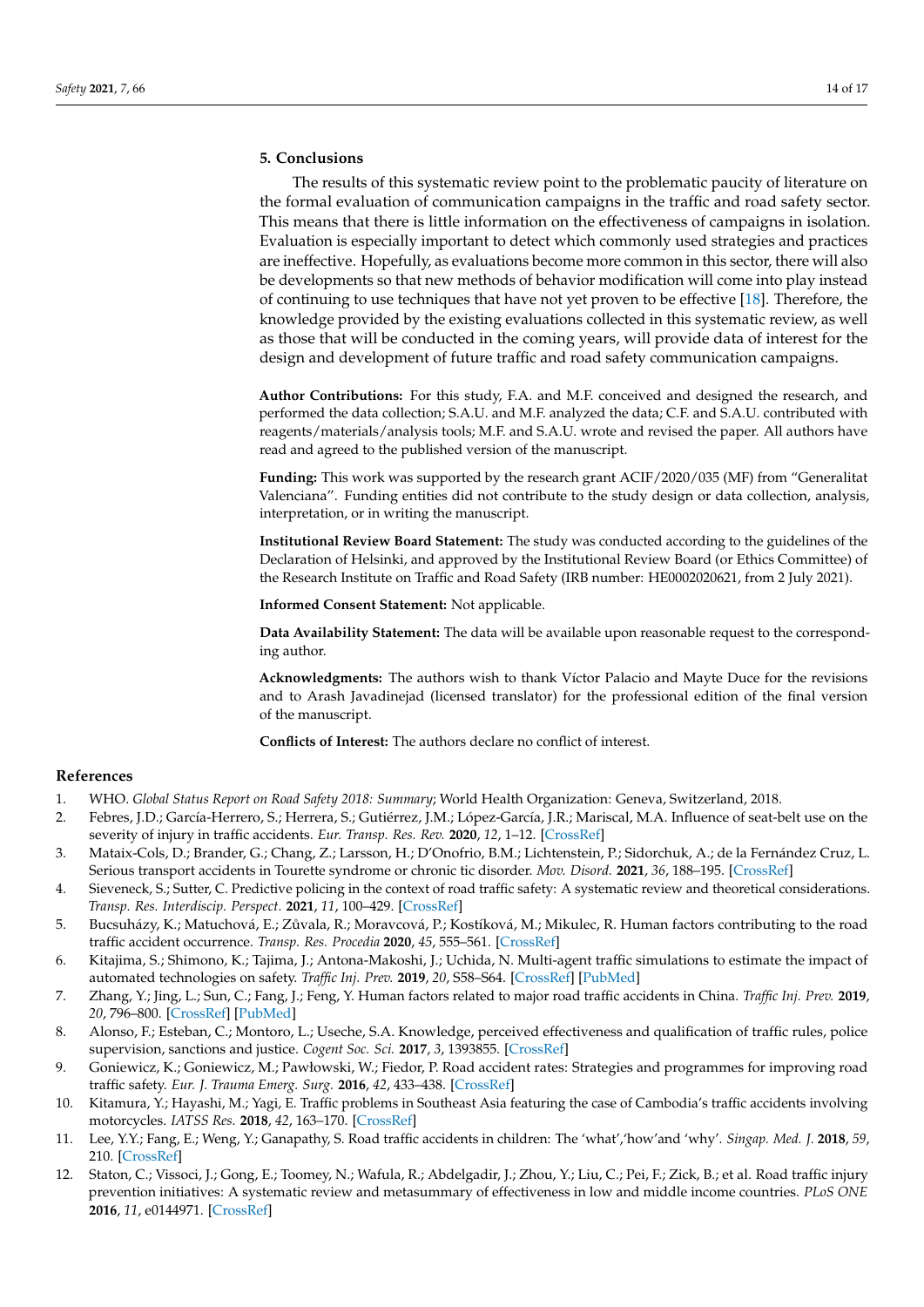## 5. Conclusions

The results of this systematic review point to the problematic paucity of literature on the formal evaluation of communication campaigns in the traffic and road safety sector. This means that there is little information on the effectiveness of campaigns in isolation. Evaluation is especially important to detect which commonly used strategies and practices are ineffective. Hopefully, as evaluations become more common in this sector, there will also be developments so that new methods of behavior modification will come into play instead of continuing to use techniques that have not yet proven to be effective [18]. Therefore, the knowledge provided by the existing evaluations collected in this systematic review, as well as those that will be conducted in the coming years, will provide data of interest for the design and development of future traffic and road safety communication campaigns.

**Author Contributions:** For this study, F.A. and M.F. conceived and designed the research, and performed the data collection; S.A.U. and M.F. analyzed the data; C.F. and S.A.U. contributed with reagents/materials/analysis tools; M.F. and S.A.U. wrote and revised the paper. All authors have read and agreed to the published version of the manuscript.

**Funding:** This work was supported by the research grant ACIF/2020/035 (MF) from "Generalitat Valenciana". Funding entities did not contribute to the study design or data collection, analysis, interpretation, or in writing the manuscript.

**Institutional Review Board Statement:** The study was conducted according to the guidelines of the Declaration of Helsinki, and approved by the Institutional Review Board (or Ethics Committee) of the Research Institute on Traffic and Road Safety (IRB number: HE0002020621, from 2 July 2021).

**Informed Consent Statement:** Not applicable.

**Data Availability Statement:** The data will be available upon reasonable request to the corresponding author.

**Acknowledgments:** The authors wish to thank Víctor Palacio and Mayte Duce for the revisions and to Arash Javadinejad (licensed translator) for the professional edition of the final version of the manuscript.

**Conflicts of Interest:** The authors declare no conflict of interest.

## References

1. WHO. *Global Status Report on Road Safety 2018: Summary*; World Health Organization: Geneva, Switzerland, 2018.
2. Febres, J.D.; García-Herrero, S.; Herrera, S.; Gutiérrez, J.M.; López-García, J.R.; Mariscal, M.A. Influence of seat-belt use on the severity of injury in traffic accidents. *Eur. Transp. Res. Rev.* **2020**, *12*, 1–12. [CrossRef]
3. Mataix-Cols, D.; Brander, G.; Chang, Z.; Larsson, H.; D'Onofrio, B.M.; Lichtenstein, P.; Sidorchuk, A.; de la Fernández Cruz, L. Serious transport accidents in Tourette syndrome or chronic tic disorder. *Mov. Disord.* **2021**, *36*, 188–195. [CrossRef]
4. Sieveneck, S.; Sutter, C. Predictive policing in the context of road traffic safety: A systematic review and theoretical considerations. *Transp. Res. Interdiscip. Perspect.* **2021**, *11*, 100–429. [CrossRef]
5. Bucsuházy, K.; Matuchová, E.; Zůvala, R.; Moravcová, P.; Kostíková, M.; Mikulec, R. Human factors contributing to the road traffic accident occurrence. *Transp. Res. Procedia* **2020**, *45*, 555–561. [CrossRef]
6. Kitajima, S.; Shimono, K.; Tajima, J.; Antona-Makoshi, J.; Uchida, N. Multi-agent traffic simulations to estimate the impact of automated technologies on safety. *Traffic Inj. Prev.* **2019**, *20*, S58–S64. [CrossRef] [PubMed]
7. Zhang, Y.; Jing, L.; Sun, C.; Fang, J.; Feng, Y. Human factors related to major road traffic accidents in China. *Traffic Inj. Prev.* **2019**, *20*, 796–800. [CrossRef] [PubMed]
8. Alonso, F.; Esteban, C.; Montoro, L.; Useche, S.A. Knowledge, perceived effectiveness and qualification of traffic rules, police supervision, sanctions and justice. *Cogent Soc. Sci.* **2017**, *3*, 1393855. [CrossRef]
9. Goniewicz, K.; Goniewicz, M.; Pawłowski, W.; Fiedor, P. Road accident rates: Strategies and programmes for improving road traffic safety. *Eur. J. Trauma Emerg. Surg.* **2016**, *42*, 433–438. [CrossRef]
10. Kitamura, Y.; Hayashi, M.; Yagi, E. Traffic problems in Southeast Asia featuring the case of Cambodia's traffic accidents involving motorcycles. *IATSS Res.* **2018**, *42*, 163–170. [CrossRef]
11. Lee, Y.Y.; Fang, E.; Weng, Y.; Ganapathy, S. Road traffic accidents in children: The 'what','how'and 'why'. *Singap. Med. J.* **2018**, *59*, 210. [CrossRef]
12. Staton, C.; Vissoci, J.; Gong, E.; Toomey, N.; Wafula, R.; Abdelgadir, J.; Zhou, Y.; Liu, C.; Pei, F.; Zick, B.; et al. Road traffic injury prevention initiatives: A systematic review and metasummary of effectiveness in low and middle income countries. *PLoS ONE* **2016**, *11*, e0144971. [CrossRef]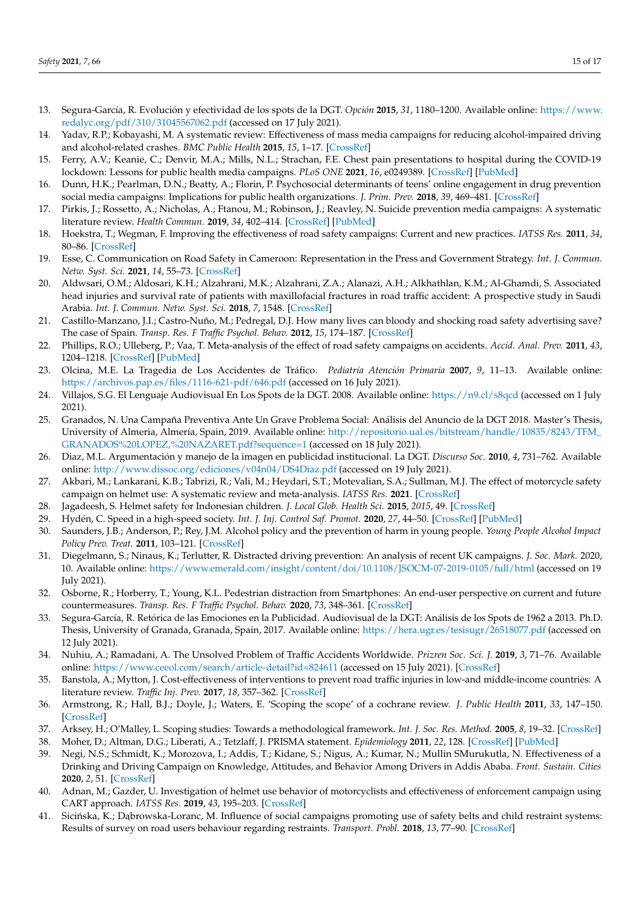13. Segura-García, R. Evolución y efectividad de los spots de la DGT. *Opción* **2015**, *31*, 1180–1200. Available online: https://www.redalyc.org/pdf/310/31045567062.pdf (accessed on 17 July 2021).
14. Yadav, R.P.; Kobayashi, M. A systematic review: Effectiveness of mass media campaigns for reducing alcohol-impaired driving and alcohol-related crashes. *BMC Public Health* **2015**, *15*, 1–17. [CrossRef]
15. Ferry, A.V.; Keanie, C.; Denvir, M.A.; Mills, N.L.; Strachan, F.E. Chest pain presentations to hospital during the COVID-19 lockdown: Lessons for public health media campaigns. *PLoS ONE* **2021**, *16*, e0249389. [CrossRef] [PubMed]
16. Dunn, H.K.; Pearlman, D.N.; Beatty, A.; Florin, P. Psychosocial determinants of teens' online engagement in drug prevention social media campaigns: Implications for public health organizations. *J. Prim. Prev.* **2018**, *39*, 469–481. [CrossRef]
17. Pirkis, J.; Rossetto, A.; Nicholas, A.; Ftanou, M.; Robinson, J.; Reavley, N. Suicide prevention media campaigns: A systematic literature review. *Health Commun.* **2019**, *34*, 402–414. [CrossRef] [PubMed]
18. Hoekstra, T.; Wegman, F. Improving the effectiveness of road safety campaigns: Current and new practices. *IATSS Res.* **2011**, *34*, 80–86. [CrossRef]
19. Esse, C. Communication on Road Safety in Cameroon: Representation in the Press and Government Strategy. *Int. J. Commun. Netw. Syst. Sci.* **2021**, *14*, 55–73. [CrossRef]
20. Aldwsari, O.M.; Aldosari, K.H.; Alzahrani, M.K.; Alzahrani, Z.A.; Alanazi, A.H.; Alkhathlan, K.M.; Al-Ghamdi, S. Associated head injuries and survival rate of patients with maxillofacial fractures in road traffic accident: A prospective study in Saudi Arabia. *Int. J. Commun. Netw. Syst. Sci.* **2018**, *7*, 1548. [CrossRef]
21. Castillo-Manzano, J.I.; Castro-Nuño, M.; Pedregal, D.J. How many lives can bloody and shocking road safety advertising save? The case of Spain. *Transp. Res. F Traffic Psychol. Behav.* **2012**, *15*, 174–187. [CrossRef]
22. Phillips, R.O.; Ulleberg, P.; Vaa, T. Meta-analysis of the effect of road safety campaigns on accidents. *Accid. Anal. Prev.* **2011**, *43*, 1204–1218. [CrossRef] [PubMed]
23. Olcina, M.E. La Tragedia de Los Accidentes de Tráfico. *Pediatría Atención Primaria* **2007**, *9*, 11–13. Available online: https://archivos.pap.es/files/1116-621-pdf/646.pdf (accessed on 16 July 2021).
24. Villajos, S.G. El Lenguaje Audiovisual En Los Spots de la DGT. 2008. Available online: https://n9.cl/s8qcd (accessed on 1 July 2021).
25. Granados, N. Una Campaña Preventiva Ante Un Grave Problema Social: Análisis del Anuncio de la DGT 2018. Master's Thesis, University of Almeria, Almería, Spain, 2019. Available online: http://repositorio.ual.es/bitstream/handle/10835/8243/TFM_GRANADOS%20LOPEZ,%20NAZARET.pdf?sequence=1 (accessed on 18 July 2021).
26. Diaz, M.L. Argumentación y manejo de la imagen en publicidad institucional. La DGT. *Discurso Soc.* **2010**, *4*, 731–762. Available online: http://www.dissoc.org/ediciones/v04n04/DS4Diaz.pdf (accessed on 19 July 2021).
27. Akbari, M.; Lankarani, K.B.; Tabrizi, R.; Vali, M.; Heydari, S.T.; Motevalian, S.A.; Sullman, M.J. The effect of motorcycle safety campaign on helmet use: A systematic review and meta-analysis. *IATSS Res.* **2021**. [CrossRef]
28. Jagadeesh, S. Helmet safety for Indonesian children. *J. Local Glob. Health Sci.* **2015**, *2015*, 49. [CrossRef]
29. Hydén, C. Speed in a high-speed society. *Int. J. Inj. Control Saf. Promot.* **2020**, *27*, 44–50. [CrossRef] [PubMed]
30. Saunders, J.B.; Anderson, P.; Rey, J.M. Alcohol policy and the prevention of harm in young people. *Young People Alcohol Impact Policy Prev. Treat.* **2011**, 103–121. [CrossRef]
31. Diegelmann, S.; Ninaus, K.; Terlutter, R. Distracted driving prevention: An analysis of recent UK campaigns. *J. Soc. Mark.* 2020, 10. Available online: https://www.emerald.com/insight/content/doi/10.1108/JSOCM-07-2019-0105/full/html (accessed on 19 July 2021).
32. Osborne, R.; Horberry, T.; Young, K.L. Pedestrian distraction from Smartphones: An end-user perspective on current and future countermeasures. *Transp. Res. F Traffic Psychol. Behav.* **2020**, *73*, 348–361. [CrossRef]
33. Segura-García, R. Retórica de las Emociones en la Publicidad. Audiovisual de la DGT: Análisis de los Spots de 1962 a 2013. Ph.D. Thesis, University of Granada, Granada, Spain, 2017. Available online: https://hera.ugr.es/tesisugr/26518077.pdf (accessed on 12 July 2021).
34. Nuhiu, A.; Ramadani, A. The Unsolved Problem of Traffic Accidents Worldwide. *Prizren Soc. Sci. J.* **2019**, *3*, 71–76. Available online: https://www.ceeol.com/search/article-detail?id=824611 (accessed on 15 July 2021). [CrossRef]
35. Banstola, A.; Mytton, J. Cost-effectiveness of interventions to prevent road traffic injuries in low-and middle-income countries: A literature review. *Traffic Inj. Prev.* **2017**, *18*, 357–362. [CrossRef]
36. Armstrong, R.; Hall, B.J.; Doyle, J.; Waters, E. 'Scoping the scope' of a cochrane review. *J. Public Health* **2011**, *33*, 147–150. [CrossRef]
37. Arksey, H.; O'Malley, L. Scoping studies: Towards a methodological framework. *Int. J. Soc. Res. Method.* **2005**, *8*, 19–32. [CrossRef]
38. Moher, D.; Altman, D.G.; Liberati, A.; Tetzlaff, J. PRISMA statement. *Epidemiology* **2011**, *22*, 128. [CrossRef] [PubMed]
39. Negi, N.S.; Schmidt, K.; Morozova, I.; Addis, T.; Kidane, S.; Nigus, A.; Kumar, N.; Mullin SMurukutla, N. Effectiveness of a Drinking and Driving Campaign on Knowledge, Attitudes, and Behavior Among Drivers in Addis Ababa. *Front. Sustain. Cities* **2020**, *2*, 51. [CrossRef]
40. Adnan, M.; Gazder, U. Investigation of helmet use behavior of motorcyclists and effectiveness of enforcement campaign using CART approach. *IATSS Res.* **2019**, *43*, 195–203. [CrossRef]
41. Sicińska, K.; Dąbrowska-Loranc, M. Influence of social campaigns promoting use of safety belts and child restraint systems: Results of survey on road users behaviour regarding restraints. *Transport. Probl.* **2018**, *13*, 77–90. [CrossRef]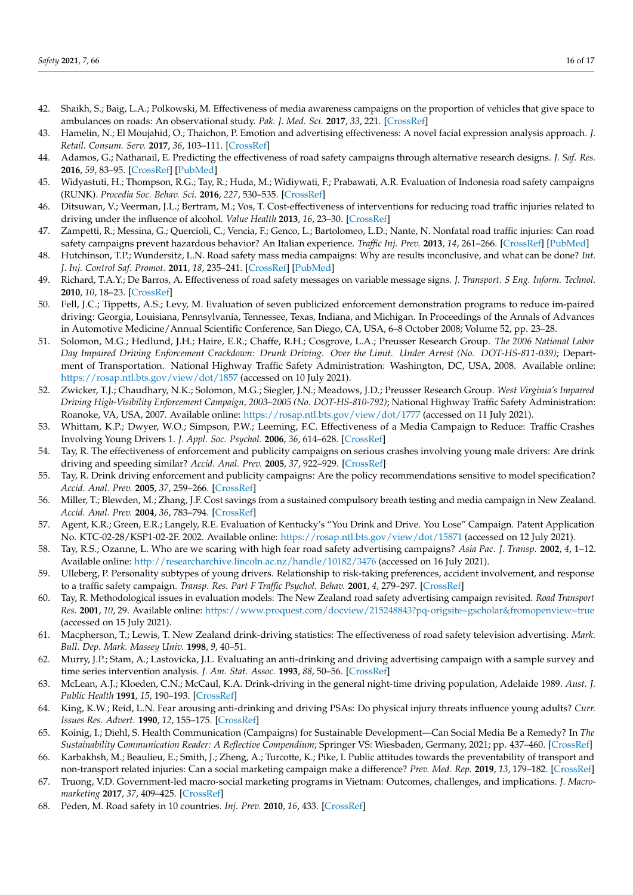42. Shaikh, S.; Baig, L.A.; Polkowski, M. Effectiveness of media awareness campaigns on the proportion of vehicles that give space to ambulances on roads: An observational study. *Pak. J. Med. Sci.* **2017**, *33*, 221. [CrossRef]
43. Hamelin, N.; El Moujahid, O.; Thaichon, P. Emotion and advertising effectiveness: A novel facial expression analysis approach. *J. Retail. Consum. Serv.* **2017**, *36*, 103–111. [CrossRef]
44. Adamos, G.; Nathanail, E. Predicting the effectiveness of road safety campaigns through alternative research designs. *J. Saf. Res.* **2016**, *59*, 83–95. [CrossRef] [PubMed]
45. Widyastuti, H.; Thompson, R.G.; Tay, R.; Huda, M.; Widiywati, F.; Prabawati, A.R. Evaluation of Indonesia road safety campaigns (RUNK). *Procedia Soc. Behav. Sci.* **2016**, *227*, 530–535. [CrossRef]
46. Ditsuwan, V.; Veerman, J.L.; Bertram, M.; Vos, T. Cost-effectiveness of interventions for reducing road traffic injuries related to driving under the influence of alcohol. *Value Health* **2013**, *16*, 23–30. [CrossRef]
47. Zampetti, R.; Messina, G.; Quercioli, C.; Vencia, F.; Genco, L.; Bartolomeo, L.D.; Nante, N. Nonfatal road traffic injuries: Can road safety campaigns prevent hazardous behavior? An Italian experience. *Traffic Inj. Prev.* **2013**, *14*, 261–266. [CrossRef] [PubMed]
48. Hutchinson, T.P.; Wundersitz, L.N. Road safety mass media campaigns: Why are results inconclusive, and what can be done? *Int. J. Inj. Control Saf. Promot.* **2011**, *18*, 235–241. [CrossRef] [PubMed]
49. Richard, T.A.Y.; De Barros, A. Effectiveness of road safety messages on variable message signs. *J. Transport. S Eng. Inform. Technol.* **2010**, *10*, 18–23. [CrossRef]
50. Fell, J.C.; Tippetts, A.S.; Levy, M. Evaluation of seven publicized enforcement demonstration programs to reduce im-paired driving: Georgia, Louisiana, Pennsylvania, Tennessee, Texas, Indiana, and Michigan. In Proceedings of the Annals of Advances in Automotive Medicine/Annual Scientific Conference, San Diego, CA, USA, 6–8 October 2008; Volume 52, pp. 23–28.
51. Solomon, M.G.; Hedlund, J.H.; Haire, E.R.; Chaffe, R.H.; Cosgrove, L.A.; Preusser Research Group. *The 2006 National Labor Day Impaired Driving Enforcement Crackdown: Drunk Driving. Over the Limit. Under Arrest (No. DOT-HS-811-039)*; Department of Transportation. National Highway Traffic Safety Administration: Washington, DC, USA, 2008. Available online: https://rosap.ntl.bts.gov/view/dot/1857 (accessed on 10 July 2021).
52. Zwicker, T.J.; Chaudhary, N.K.; Solomon, M.G.; Siegler, J.N.; Meadows, J.D.; Preusser Research Group. *West Virginia's Impaired Driving High-Visibility Enforcement Campaign, 2003–2005 (No. DOT-HS-810-792)*; National Highway Traffic Safety Administration: Roanoke, VA, USA, 2007. Available online: https://rosap.ntl.bts.gov/view/dot/1777 (accessed on 11 July 2021).
53. Whittam, K.P.; Dwyer, W.O.; Simpson, P.W.; Leeming, F.C. Effectiveness of a Media Campaign to Reduce: Traffic Crashes Involving Young Drivers 1. *J. Appl. Soc. Psychol.* **2006**, *36*, 614–628. [CrossRef]
54. Tay, R. The effectiveness of enforcement and publicity campaigns on serious crashes involving young male drivers: Are drink driving and speeding similar? *Accid. Anal. Prev.* **2005**, *37*, 922–929. [CrossRef]
55. Tay, R. Drink driving enforcement and publicity campaigns: Are the policy recommendations sensitive to model specification? *Accid. Anal. Prev.* **2005**, *37*, 259–266. [CrossRef]
56. Miller, T.; Blewden, M.; Zhang, J.F. Cost savings from a sustained compulsory breath testing and media campaign in New Zealand. *Accid. Anal. Prev.* **2004**, *36*, 783–794. [CrossRef]
57. Agent, K.R.; Green, E.R.; Langely, R.E. Evaluation of Kentucky's "You Drink and Drive. You Lose" Campaign. Patent Application No. KTC-02-28/KSP1-02-2F. 2002. Available online: https://rosap.ntl.bts.gov/view/dot/15871 (accessed on 12 July 2021).
58. Tay, R.S.; Ozanne, L. Who are we scaring with high fear road safety advertising campaigns? *Asia Pac. J. Transp.* **2002**, *4*, 1–12. Available online: http://researcharchive.lincoln.ac.nz/handle/10182/3476 (accessed on 16 July 2021).
59. Ulleberg, P. Personality subtypes of young drivers. Relationship to risk-taking preferences, accident involvement, and response to a traffic safety campaign. *Transp. Res. Part F Traffic Psychol. Behav.* **2001**, *4*, 279–297. [CrossRef]
60. Tay, R. Methodological issues in evaluation models: The New Zealand road safety advertising campaign revisited. *Road Transport Res.* **2001**, *10*, 29. Available online: https://www.proquest.com/docview/215248843?pq-origsite=gscholar&fromopenview=true (accessed on 15 July 2021).
61. Macpherson, T.; Lewis, T. New Zealand drink-driving statistics: The effectiveness of road safety television advertising. *Mark. Bull. Dep. Mark. Massey Univ.* **1998**, *9*, 40–51.
62. Murry, J.P.; Stam, A.; Lastovicka, J.L. Evaluating an anti-drinking and driving advertising campaign with a sample survey and time series intervention analysis. *J. Am. Stat. Assoc.* **1993**, *88*, 50–56. [CrossRef]
63. McLean, A.J.; Kloeden, C.N.; McCaul, K.A. Drink-driving in the general night-time driving population, Adelaide 1989. *Aust. J. Public Health* **1991**, *15*, 190–193. [CrossRef]
64. King, K.W.; Reid, L.N. Fear arousing anti-drinking and driving PSAs: Do physical injury threats influence young adults? *Curr. Issues Res. Advert.* **1990**, *12*, 155–175. [CrossRef]
65. Koinig, I.; Diehl, S. Health Communication (Campaigns) for Sustainable Development—Can Social Media Be a Remedy? In *The Sustainability Communication Reader: A Reflective Compendium*; Springer VS: Wiesbaden, Germany, 2021; pp. 437–460. [CrossRef]
66. Karbakhsh, M.; Beaulieu, E.; Smith, J.; Zheng, A.; Turcotte, K.; Pike, I. Public attitudes towards the preventability of transport and non-transport related injuries: Can a social marketing campaign make a difference? *Prev. Med. Rep.* **2019**, *13*, 179–182. [CrossRef]
67. Truong, V.D. Government-led macro-social marketing programs in Vietnam: Outcomes, challenges, and implications. *J. Macromarketing* **2017**, *37*, 409–425. [CrossRef]
68. Peden, M. Road safety in 10 countries. *Inj. Prev.* **2010**, *16*, 433. [CrossRef]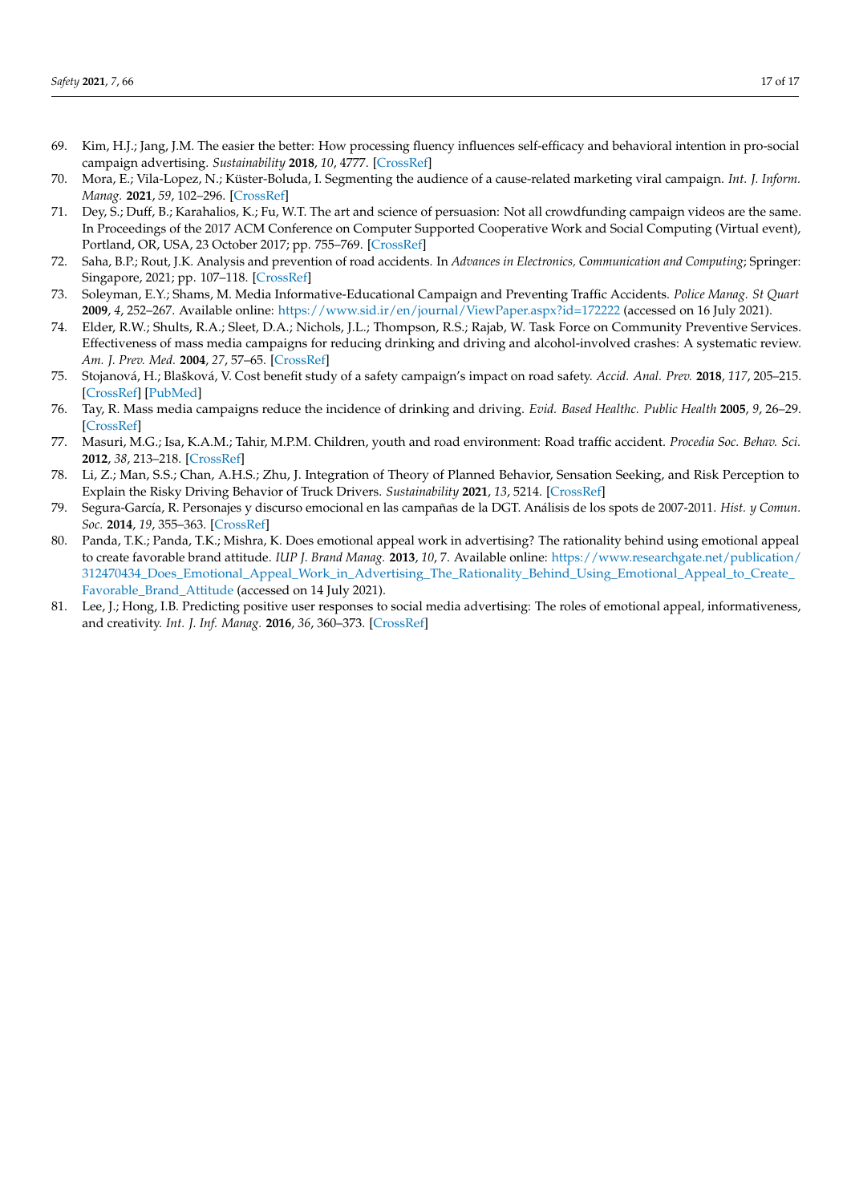69. Kim, H.J.; Jang, J.M. The easier the better: How processing fluency influences self-efficacy and behavioral intention in pro-social campaign advertising. *Sustainability* **2018**, *10*, 4777. [CrossRef]
70. Mora, E.; Vila-Lopez, N.; Küster-Boluda, I. Segmenting the audience of a cause-related marketing viral campaign. *Int. J. Inform. Manag.* **2021**, *59*, 102–296. [CrossRef]
71. Dey, S.; Duff, B.; Karahalios, K.; Fu, W.T. The art and science of persuasion: Not all crowdfunding campaign videos are the same. In Proceedings of the 2017 ACM Conference on Computer Supported Cooperative Work and Social Computing (Virtual event), Portland, OR, USA, 23 October 2017; pp. 755–769. [CrossRef]
72. Saha, B.P.; Rout, J.K. Analysis and prevention of road accidents. In *Advances in Electronics, Communication and Computing*; Springer: Singapore, 2021; pp. 107–118. [CrossRef]
73. Soleyman, E.Y.; Shams, M. Media Informative-Educational Campaign and Preventing Traffic Accidents. *Police Manag. St Quart* **2009**, *4*, 252–267. Available online: https://www.sid.ir/en/journal/ViewPaper.aspx?id=172222 (accessed on 16 July 2021).
74. Elder, R.W.; Shults, R.A.; Sleet, D.A.; Nichols, J.L.; Thompson, R.S.; Rajab, W. Task Force on Community Preventive Services. Effectiveness of mass media campaigns for reducing drinking and driving and alcohol-involved crashes: A systematic review. *Am. J. Prev. Med.* **2004**, *27*, 57–65. [CrossRef]
75. Stojanová, H.; Blašková, V. Cost benefit study of a safety campaign's impact on road safety. *Accid. Anal. Prev.* **2018**, *117*, 205–215. [CrossRef] [PubMed]
76. Tay, R. Mass media campaigns reduce the incidence of drinking and driving. *Evid. Based Healthc. Public Health* **2005**, *9*, 26–29. [CrossRef]
77. Masuri, M.G.; Isa, K.A.M.; Tahir, M.P.M. Children, youth and road environment: Road traffic accident. *Procedia Soc. Behav. Sci.* **2012**, *38*, 213–218. [CrossRef]
78. Li, Z.; Man, S.S.; Chan, A.H.S.; Zhu, J. Integration of Theory of Planned Behavior, Sensation Seeking, and Risk Perception to Explain the Risky Driving Behavior of Truck Drivers. *Sustainability* **2021**, *13*, 5214. [CrossRef]
79. Segura-García, R. Personajes y discurso emocional en las campañas de la DGT. Análisis de los spots de 2007-2011. *Hist. y Comun. Soc.* **2014**, *19*, 355–363. [CrossRef]
80. Panda, T.K.; Panda, T.K.; Mishra, K. Does emotional appeal work in advertising? The rationality behind using emotional appeal to create favorable brand attitude. *IUP J. Brand Manag.* **2013**, *10*, 7. Available online: https://www.researchgate.net/publication/312470434_Does_Emotional_Appeal_Work_in_Advertising_The_Rationality_Behind_Using_Emotional_Appeal_to_Create_Favorable_Brand_Attitude (accessed on 14 July 2021).
81. Lee, J.; Hong, I.B. Predicting positive user responses to social media advertising: The roles of emotional appeal, informativeness, and creativity. *Int. J. Inf. Manag.* **2016**, *36*, 360–373. [CrossRef]